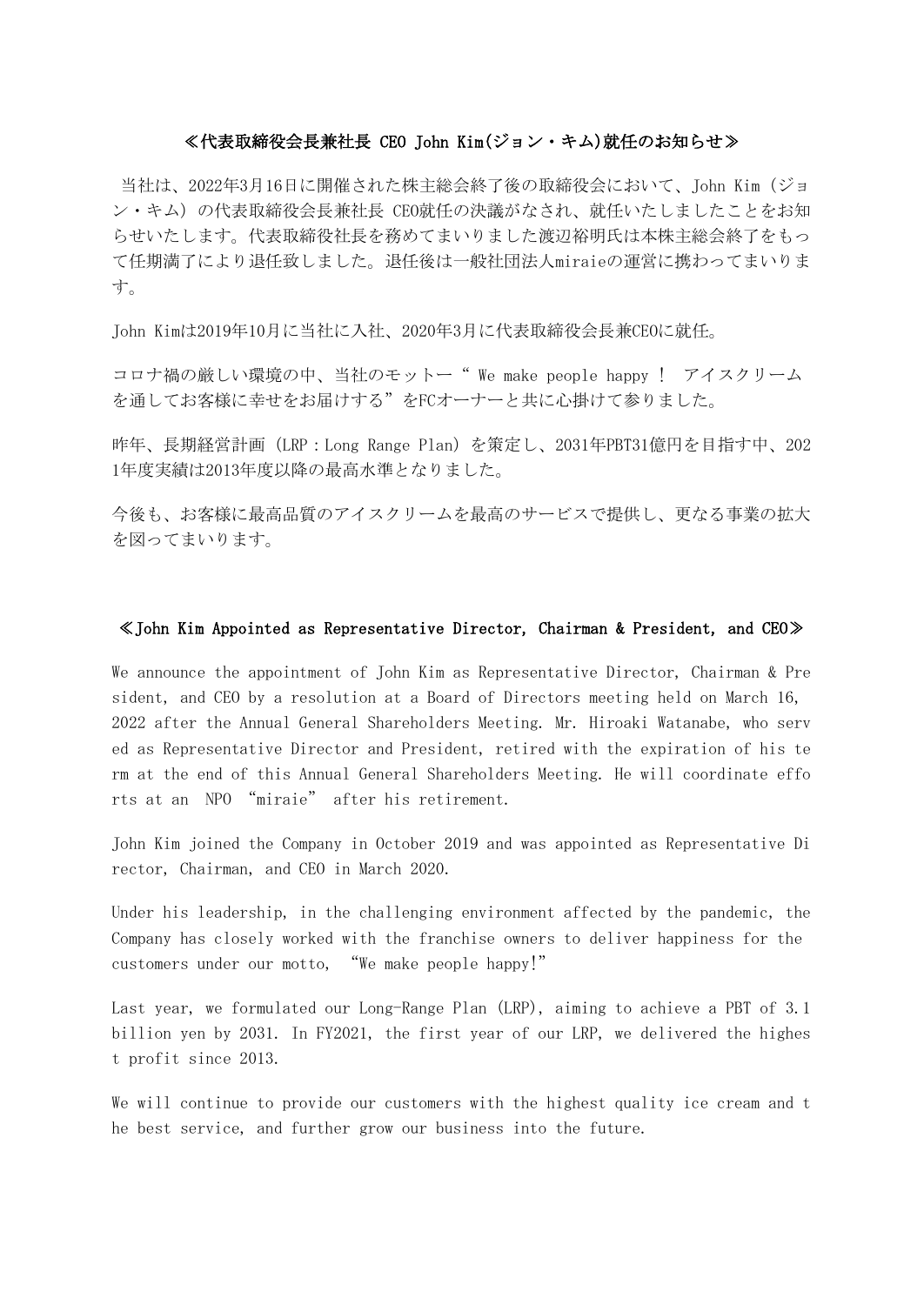## ≪代表取締役会長兼社長 CEO John Kim(ジョン・キム)就任のお知らせ≫

当社は、2022年3月16日に開催された株主総会終了後の取締役会において、John Kim（ジョン・キム）の代表取締役会長兼社長 CEO就任の決議がなされ、就任いたしましたことをお知らせいたします。代表取締役社長を務めてまいりました渡辺裕明氏は本株主総会終了をもって任期満了により退任致しました。退任後は一般社団法人miraieの運営に携わってまいります。

John Kimは2019年10月に当社に入社、2020年3月に代表取締役会長兼CEOに就任。

コロナ禍の厳しい環境の中、当社のモットー“ We make people happy ！ アイスクリームを通してお客様に幸せをお届けする”をFCオーナーと共に心掛けて参りました。

昨年、長期経営計画（LRP：Long Range Plan）を策定し、2031年PBT31億円を目指す中、2021年度実績は2013年度以降の最高水準となりました。

今後も、お客様に最高品質のアイスクリームを最高のサービスで提供し、更なる事業の拡大を図ってまいります。

## ≪John Kim Appointed as Representative Director, Chairman & President, and CEO≫

We announce the appointment of John Kim as Representative Director, Chairman & President, and CEO by a resolution at a Board of Directors meeting held on March 16, 2022 after the Annual General Shareholders Meeting. Mr. Hiroaki Watanabe, who served as Representative Director and President, retired with the expiration of his term at the end of this Annual General Shareholders Meeting. He will coordinate efforts at an NPO “miraie” after his retirement.

John Kim joined the Company in October 2019 and was appointed as Representative Director, Chairman, and CEO in March 2020.

Under his leadership, in the challenging environment affected by the pandemic, the Company has closely worked with the franchise owners to deliver happiness for the customers under our motto, “We make people happy!”

Last year, we formulated our Long-Range Plan (LRP), aiming to achieve a PBT of 3.1 billion yen by 2031. In FY2021, the first year of our LRP, we delivered the highest profit since 2013.

We will continue to provide our customers with the highest quality ice cream and the best service, and further grow our business into the future.